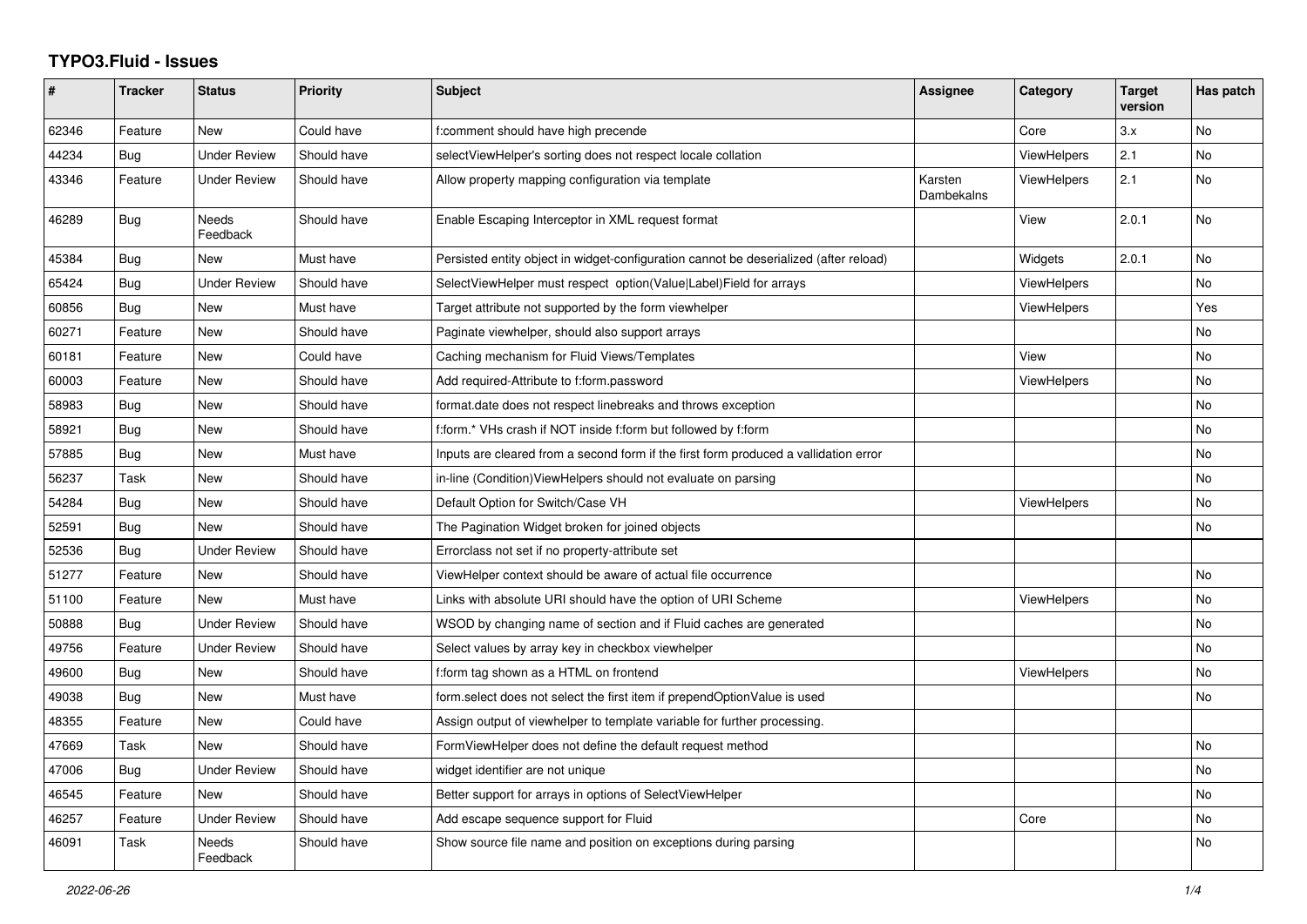# TYPO3.Fluid - Issues

| # | Tracker | Status | Priority | Subject | Assignee | Category | Target version | Has patch |
|---|---|---|---|---|---|---|---|---|
| 62346 | Feature | New | Could have | f:comment should have high precende | | Core | 3.x | No |
| 44234 | Bug | Under Review | Should have | selectViewHelper's sorting does not respect locale collation | | ViewHelpers | 2.1 | No |
| 43346 | Feature | Under Review | Should have | Allow property mapping configuration via template | Karsten Dambekalns | ViewHelpers | 2.1 | No |
| 46289 | Bug | Needs Feedback | Should have | Enable Escaping Interceptor in XML request format | | View | 2.0.1 | No |
| 45384 | Bug | New | Must have | Persisted entity object in widget-configuration cannot be deserialized (after reload) | | Widgets | 2.0.1 | No |
| 65424 | Bug | Under Review | Should have | SelectViewHelper must respect option(Value\|Label)Field for arrays | | ViewHelpers | | No |
| 60856 | Bug | New | Must have | Target attribute not supported by the form viewhelper | | ViewHelpers | | Yes |
| 60271 | Feature | New | Should have | Paginate viewhelper, should also support arrays | | | | No |
| 60181 | Feature | New | Could have | Caching mechanism for Fluid Views/Templates | | View | | No |
| 60003 | Feature | New | Should have | Add required-Attribute to f:form.password | | ViewHelpers | | No |
| 58983 | Bug | New | Should have | format.date does not respect linebreaks and throws exception | | | | No |
| 58921 | Bug | New | Should have | f:form.* VHs crash if NOT inside f:form but followed by f:form | | | | No |
| 57885 | Bug | New | Must have | Inputs are cleared from a second form if the first form produced a vallidation error | | | | No |
| 56237 | Task | New | Should have | in-line (Condition)ViewHelpers should not evaluate on parsing | | | | No |
| 54284 | Bug | New | Should have | Default Option for Switch/Case VH | | ViewHelpers | | No |
| 52591 | Bug | New | Should have | The Pagination Widget broken for joined objects | | | | No |
| 52536 | Bug | Under Review | Should have | Errorclass not set if no property-attribute set | | | | |
| 51277 | Feature | New | Should have | ViewHelper context should be aware of actual file occurrence | | | | No |
| 51100 | Feature | New | Must have | Links with absolute URI should have the option of URI Scheme | | ViewHelpers | | No |
| 50888 | Bug | Under Review | Should have | WSOD by changing name of section and if Fluid caches are generated | | | | No |
| 49756 | Feature | Under Review | Should have | Select values by array key in checkbox viewhelper | | | | No |
| 49600 | Bug | New | Should have | f:form tag shown as a HTML on frontend | | ViewHelpers | | No |
| 49038 | Bug | New | Must have | form.select does not select the first item if prependOptionValue is used | | | | No |
| 48355 | Feature | New | Could have | Assign output of viewhelper to template variable for further processing. | | | | |
| 47669 | Task | New | Should have | FormViewHelper does not define the default request method | | | | No |
| 47006 | Bug | Under Review | Should have | widget identifier are not unique | | | | No |
| 46545 | Feature | New | Should have | Better support for arrays in options of SelectViewHelper | | | | No |
| 46257 | Feature | Under Review | Should have | Add escape sequence support for Fluid | | Core | | No |
| 46091 | Task | Needs Feedback | Should have | Show source file name and position on exceptions during parsing | | | | No |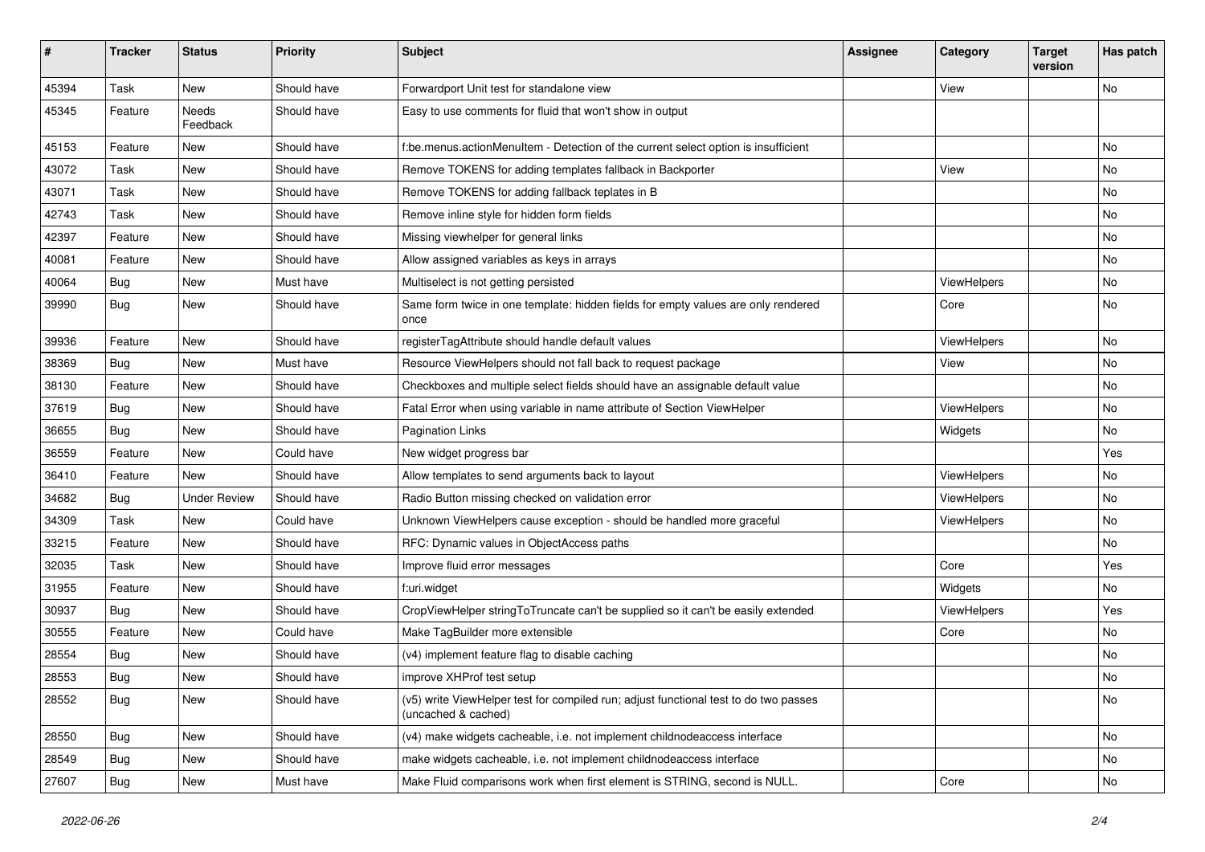| # | Tracker | Status | Priority | Subject | Assignee | Category | Target version | Has patch |
|---|---|---|---|---|---|---|---|---|
| 45394 | Task | New | Should have | Forwardport Unit test for standalone view | | View | | No |
| 45345 | Feature | Needs Feedback | Should have | Easy to use comments for fluid that won't show in output | | | | |
| 45153 | Feature | New | Should have | f:be.menus.actionMenuItem - Detection of the current select option is insufficient | | | | No |
| 43072 | Task | New | Should have | Remove TOKENS for adding templates fallback in Backporter | | View | | No |
| 43071 | Task | New | Should have | Remove TOKENS for adding fallback teplates in B | | | | No |
| 42743 | Task | New | Should have | Remove inline style for hidden form fields | | | | No |
| 42397 | Feature | New | Should have | Missing viewhelper for general links | | | | No |
| 40081 | Feature | New | Should have | Allow assigned variables as keys in arrays | | | | No |
| 40064 | Bug | New | Must have | Multiselect is not getting persisted | | ViewHelpers | | No |
| 39990 | Bug | New | Should have | Same form twice in one template: hidden fields for empty values are only rendered once | | Core | | No |
| 39936 | Feature | New | Should have | registerTagAttribute should handle default values | | ViewHelpers | | No |
| 38369 | Bug | New | Must have | Resource ViewHelpers should not fall back to request package | | View | | No |
| 38130 | Feature | New | Should have | Checkboxes and multiple select fields should have an assignable default value | | | | No |
| 37619 | Bug | New | Should have | Fatal Error when using variable in name attribute of Section ViewHelper | | ViewHelpers | | No |
| 36655 | Bug | New | Should have | Pagination Links | | Widgets | | No |
| 36559 | Feature | New | Could have | New widget progress bar | | | | Yes |
| 36410 | Feature | New | Should have | Allow templates to send arguments back to layout | | ViewHelpers | | No |
| 34682 | Bug | Under Review | Should have | Radio Button missing checked on validation error | | ViewHelpers | | No |
| 34309 | Task | New | Could have | Unknown ViewHelpers cause exception - should be handled more graceful | | ViewHelpers | | No |
| 33215 | Feature | New | Should have | RFC: Dynamic values in ObjectAccess paths | | | | No |
| 32035 | Task | New | Should have | Improve fluid error messages | | Core | | Yes |
| 31955 | Feature | New | Should have | f:uri.widget | | Widgets | | No |
| 30937 | Bug | New | Should have | CropViewHelper stringToTruncate can't be supplied so it can't be easily extended | | ViewHelpers | | Yes |
| 30555 | Feature | New | Could have | Make TagBuilder more extensible | | Core | | No |
| 28554 | Bug | New | Should have | (v4) implement feature flag to disable caching | | | | No |
| 28553 | Bug | New | Should have | improve XHProf test setup | | | | No |
| 28552 | Bug | New | Should have | (v5) write ViewHelper test for compiled run; adjust functional test to do two passes (uncached & cached) | | | | No |
| 28550 | Bug | New | Should have | (v4) make widgets cacheable, i.e. not implement childnodeaccess interface | | | | No |
| 28549 | Bug | New | Should have | make widgets cacheable, i.e. not implement childnodeaccess interface | | | | No |
| 27607 | Bug | New | Must have | Make Fluid comparisons work when first element is STRING, second is NULL. | | Core | | No |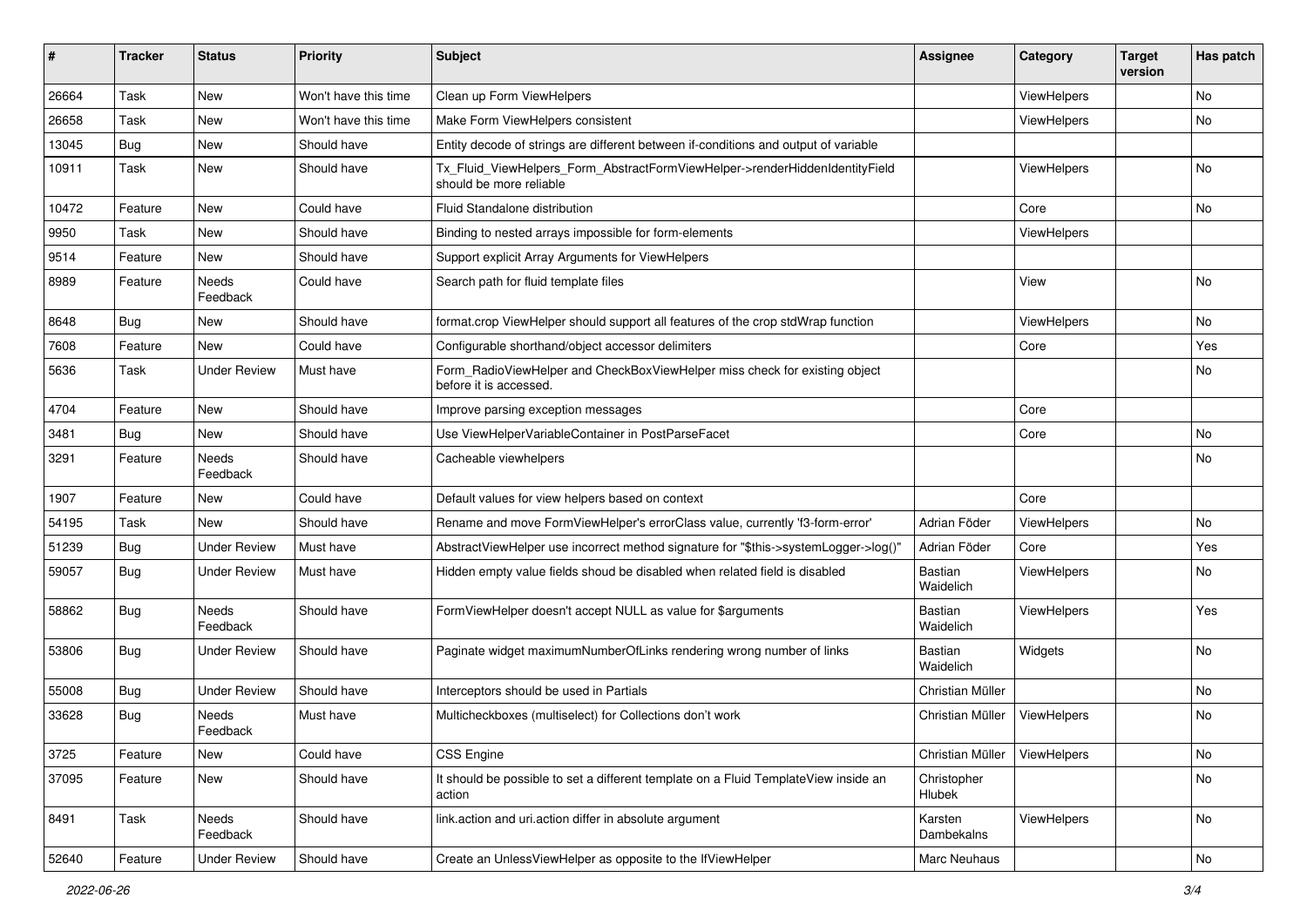| # | Tracker | Status | Priority | Subject | Assignee | Category | Target version | Has patch |
|---|---|---|---|---|---|---|---|---|
| 26664 | Task | New | Won't have this time | Clean up Form ViewHelpers | | ViewHelpers | | No |
| 26658 | Task | New | Won't have this time | Make Form ViewHelpers consistent | | ViewHelpers | | No |
| 13045 | Bug | New | Should have | Entity decode of strings are different between if-conditions and output of variable | | | | |
| 10911 | Task | New | Should have | Tx_Fluid_ViewHelpers_Form_AbstractFormViewHelper->renderHiddenIdentityField should be more reliable | | ViewHelpers | | No |
| 10472 | Feature | New | Could have | Fluid Standalone distribution | | Core | | No |
| 9950 | Task | New | Should have | Binding to nested arrays impossible for form-elements | | ViewHelpers | | |
| 9514 | Feature | New | Should have | Support explicit Array Arguments for ViewHelpers | | | | |
| 8989 | Feature | Needs Feedback | Could have | Search path for fluid template files | | View | | No |
| 8648 | Bug | New | Should have | format.crop ViewHelper should support all features of the crop stdWrap function | | ViewHelpers | | No |
| 7608 | Feature | New | Could have | Configurable shorthand/object accessor delimiters | | Core | | Yes |
| 5636 | Task | Under Review | Must have | Form_RadioViewHelper and CheckBoxViewHelper miss check for existing object before it is accessed. | | | | No |
| 4704 | Feature | New | Should have | Improve parsing exception messages | | Core | | |
| 3481 | Bug | New | Should have | Use ViewHelperVariableContainer in PostParseFacet | | Core | | No |
| 3291 | Feature | Needs Feedback | Should have | Cacheable viewhelpers | | | | No |
| 1907 | Feature | New | Could have | Default values for view helpers based on context | | Core | | |
| 54195 | Task | New | Should have | Rename and move FormViewHelper's errorClass value, currently 'f3-form-error' | Adrian Föder | ViewHelpers | | No |
| 51239 | Bug | Under Review | Must have | AbstractViewHelper use incorrect method signature for "$this->systemLogger->log()" | Adrian Föder | Core | | Yes |
| 59057 | Bug | Under Review | Must have | Hidden empty value fields shoud be disabled when related field is disabled | Bastian Waidelich | ViewHelpers | | No |
| 58862 | Bug | Needs Feedback | Should have | FormViewHelper doesn't accept NULL as value for $arguments | Bastian Waidelich | ViewHelpers | | Yes |
| 53806 | Bug | Under Review | Should have | Paginate widget maximumNumberOfLinks rendering wrong number of links | Bastian Waidelich | Widgets | | No |
| 55008 | Bug | Under Review | Should have | Interceptors should be used in Partials | Christian Müller | | | No |
| 33628 | Bug | Needs Feedback | Must have | Multicheckboxes (multiselect) for Collections don't work | Christian Müller | ViewHelpers | | No |
| 3725 | Feature | New | Could have | CSS Engine | Christian Müller | ViewHelpers | | No |
| 37095 | Feature | New | Should have | It should be possible to set a different template on a Fluid TemplateView inside an action | Christopher Hlubek | | | No |
| 8491 | Task | Needs Feedback | Should have | link.action and uri.action differ in absolute argument | Karsten Dambekalns | ViewHelpers | | No |
| 52640 | Feature | Under Review | Should have | Create an UnlessViewHelper as opposite to the IfViewHelper | Marc Neuhaus | | | No |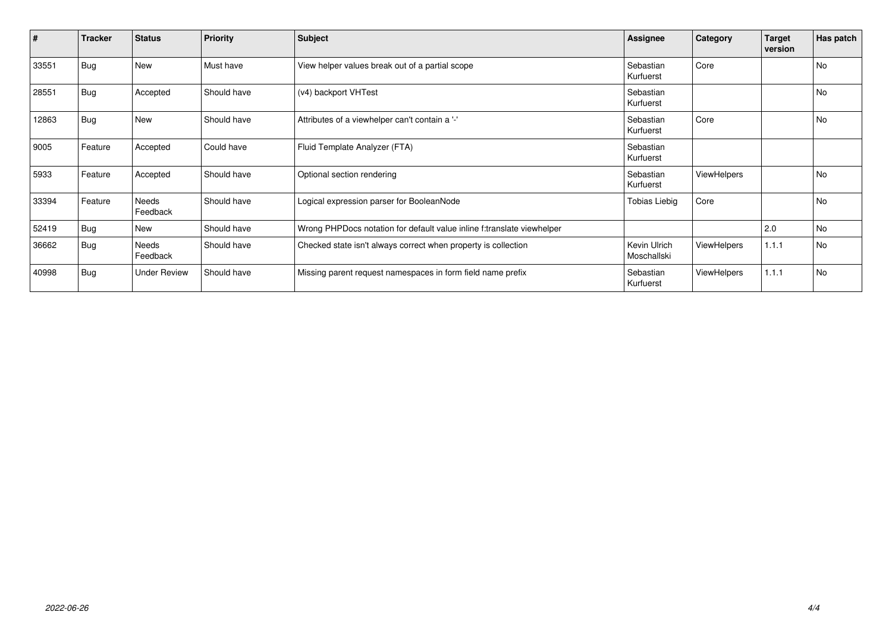| # | Tracker | Status | Priority | Subject | Assignee | Category | Target version | Has patch |
|---|---|---|---|---|---|---|---|---|
| 33551 | Bug | New | Must have | View helper values break out of a partial scope | Sebastian Kurfuerst | Core | | No |
| 28551 | Bug | Accepted | Should have | (v4) backport VHTest | Sebastian Kurfuerst | | | No |
| 12863 | Bug | New | Should have | Attributes of a viewhelper can't contain a '-' | Sebastian Kurfuerst | Core | | No |
| 9005 | Feature | Accepted | Could have | Fluid Template Analyzer (FTA) | Sebastian Kurfuerst | | | |
| 5933 | Feature | Accepted | Should have | Optional section rendering | Sebastian Kurfuerst | ViewHelpers | | No |
| 33394 | Feature | Needs Feedback | Should have | Logical expression parser for BooleanNode | Tobias Liebig | Core | | No |
| 52419 | Bug | New | Should have | Wrong PHPDocs notation for default value inline f:translate viewhelper | | | 2.0 | No |
| 36662 | Bug | Needs Feedback | Should have | Checked state isn't always correct when property is collection | Kevin Ulrich Moschallski | ViewHelpers | 1.1.1 | No |
| 40998 | Bug | Under Review | Should have | Missing parent request namespaces in form field name prefix | Sebastian Kurfuerst | ViewHelpers | 1.1.1 | No |

*2022-06-26*